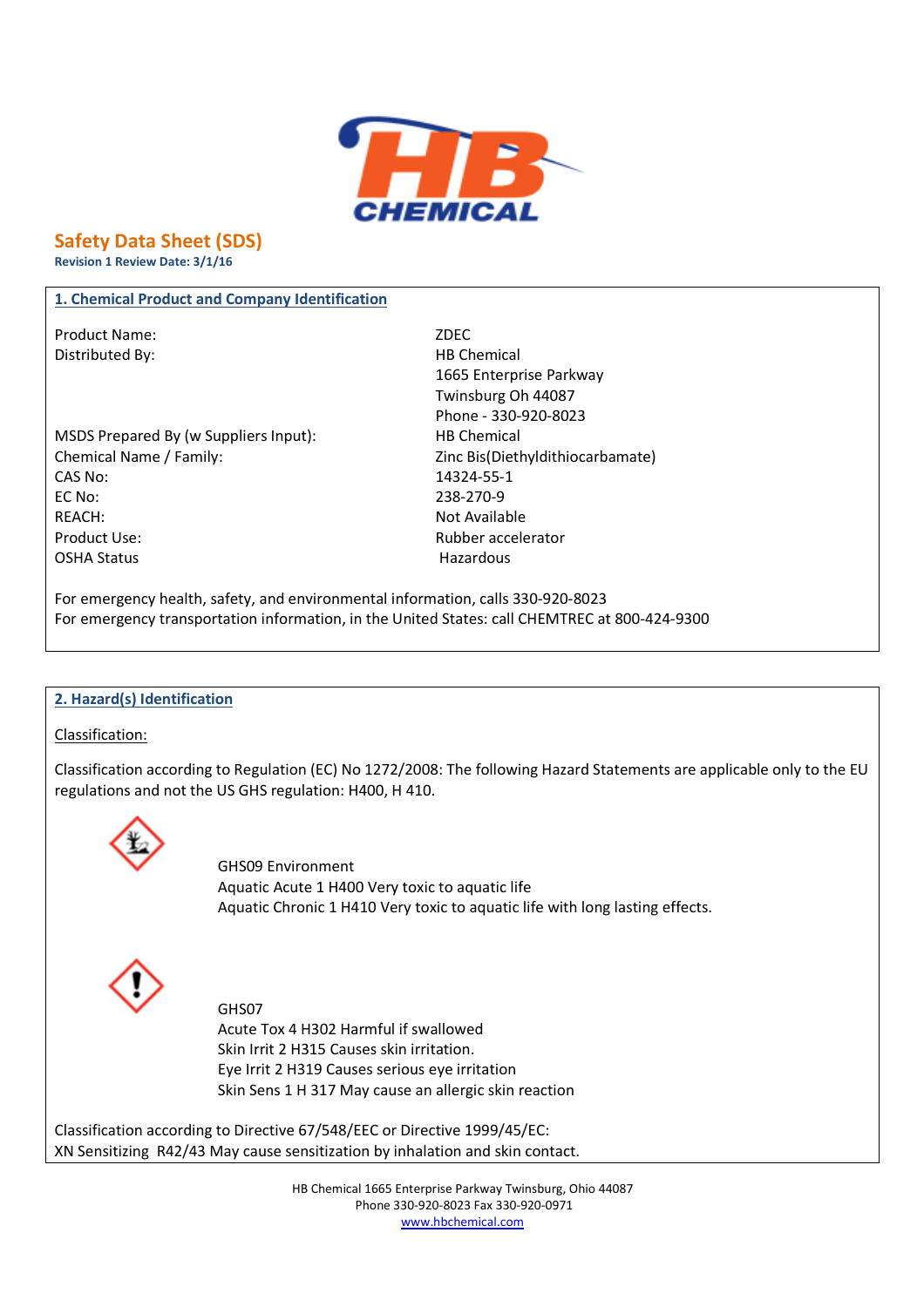HB CHEMICAL

# Safety Data Sheet (SDS)

**Revision 1 Review Date: 3/1/16**

## 1. Chemical Product and Company Identification

| | |
|---|---|
| Product Name: | ZDEC |
| Distributed By: | HB Chemical<br>1665 Enterprise Parkway<br>Twinsburg Oh 44087<br>Phone - 330-920-8023 |
| MSDS Prepared By (w Suppliers Input): | HB Chemical |
| Chemical Name / Family: | Zinc Bis(Diethyldithiocarbamate) |
| CAS No: | 14324-55-1 |
| EC No: | 238-270-9 |
| REACH: | Not Available |
| Product Use: | Rubber accelerator |
| OSHA Status | Hazardous |

For emergency health, safety, and environmental information, calls 330-920-8023

For emergency transportation information, in the United States: call CHEMTREC at 800-424-9300

## 2. Hazard(s) Identification

Classification:

Classification according to Regulation (EC) No 1272/2008: The following Hazard Statements are applicable only to the EU regulations and not the US GHS regulation: H400, H 410.

GHS09 Environment

Aquatic Acute 1 H400 Very toxic to aquatic life

Aquatic Chronic 1 H410 Very toxic to aquatic life with long lasting effects.

GHS07

Acute Tox 4 H302 Harmful if swallowed

Skin Irrit 2 H315 Causes skin irritation.

Eye Irrit 2 H319 Causes serious eye irritation

Skin Sens 1 H 317 May cause an allergic skin reaction

Classification according to Directive 67/548/EEC or Directive 1999/45/EC:

XN Sensitizing R42/43 May cause sensitization by inhalation and skin contact.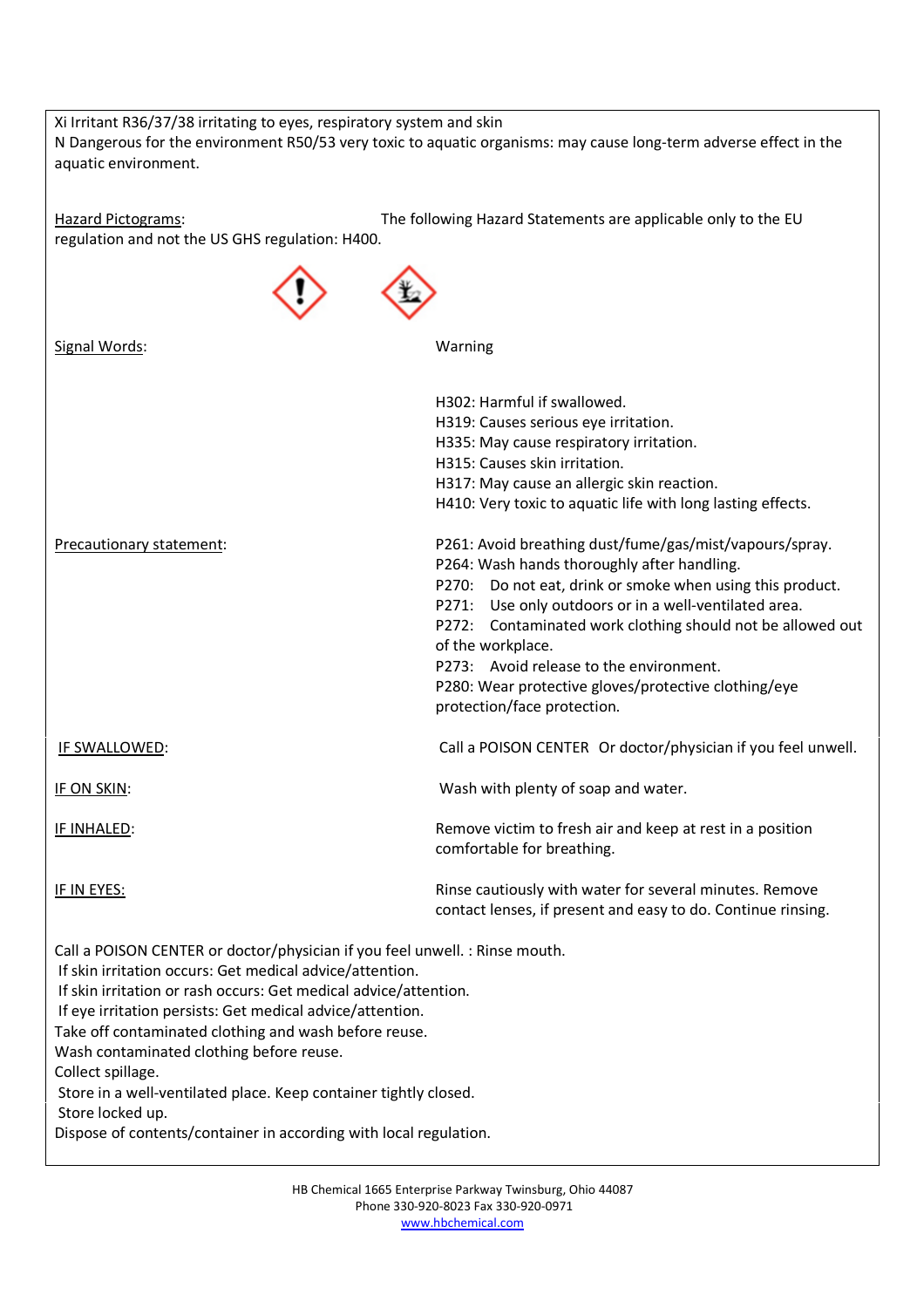Xi Irritant R36/37/38 irritating to eyes, respiratory system and skin
N Dangerous for the environment R50/53 very toxic to aquatic organisms: may cause long-term adverse effect in the aquatic environment.

Hazard Pictograms: The following Hazard Statements are applicable only to the EU regulation and not the US GHS regulation: H400.

Signal Words: Warning

H302: Harmful if swallowed.
H319: Causes serious eye irritation.
H335: May cause respiratory irritation.
H315: Causes skin irritation.
H317: May cause an allergic skin reaction.
H410: Very toxic to aquatic life with long lasting effects.

Precautionary statement:

P261: Avoid breathing dust/fume/gas/mist/vapours/spray.
P264: Wash hands thoroughly after handling.
P270: Do not eat, drink or smoke when using this product.
P271: Use only outdoors or in a well-ventilated area.
P272: Contaminated work clothing should not be allowed out of the workplace.
P273: Avoid release to the environment.
P280: Wear protective gloves/protective clothing/eye protection/face protection.

IF SWALLOWED: Call a POISON CENTER Or doctor/physician if you feel unwell.

IF ON SKIN: Wash with plenty of soap and water.

IF INHALED: Remove victim to fresh air and keep at rest in a position comfortable for breathing.

IF IN EYES: Rinse cautiously with water for several minutes. Remove contact lenses, if present and easy to do. Continue rinsing.

Call a POISON CENTER or doctor/physician if you feel unwell. : Rinse mouth.
If skin irritation occurs: Get medical advice/attention.
If skin irritation or rash occurs: Get medical advice/attention.
If eye irritation persists: Get medical advice/attention.
Take off contaminated clothing and wash before reuse.
Wash contaminated clothing before reuse.
Collect spillage.
Store in a well-ventilated place. Keep container tightly closed.
Store locked up.
Dispose of contents/container in according with local regulation.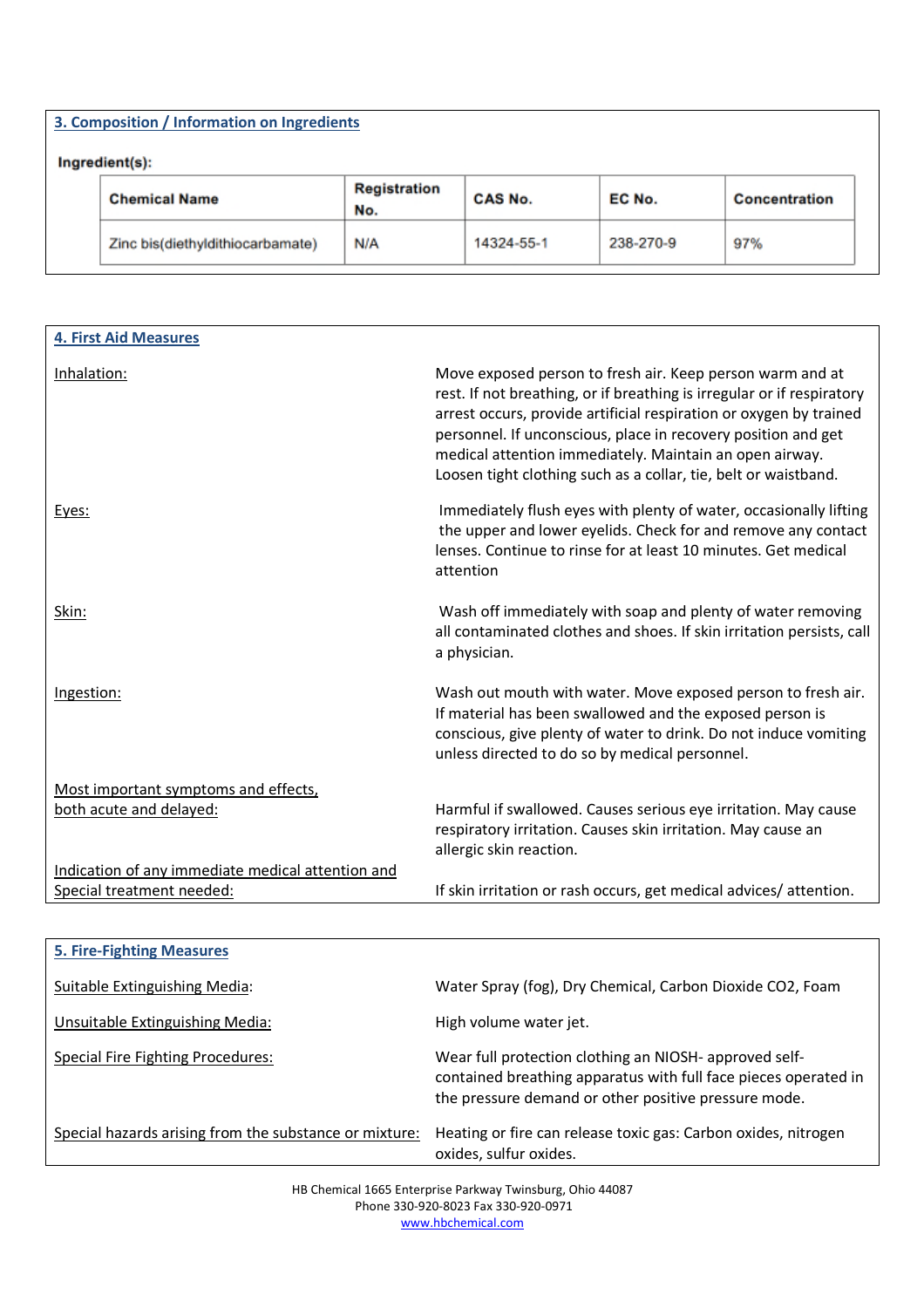## 3. Composition / Information on Ingredients

**Ingredient(s):**

| Chemical Name | Registration No. | CAS No. | EC No. | Concentration |
|---|---|---|---|---|
| Zinc bis(diethyldithiocarbamate) | N/A | 14324-55-1 | 238-270-9 | 97% |

## 4. First Aid Measures

Inhalation: Move exposed person to fresh air. Keep person warm and at rest. If not breathing, or if breathing is irregular or if respiratory arrest occurs, provide artificial respiration or oxygen by trained personnel. If unconscious, place in recovery position and get medical attention immediately. Maintain an open airway. Loosen tight clothing such as a collar, tie, belt or waistband.

Eyes: Immediately flush eyes with plenty of water, occasionally lifting the upper and lower eyelids. Check for and remove any contact lenses. Continue to rinse for at least 10 minutes. Get medical attention

Skin: Wash off immediately with soap and plenty of water removing all contaminated clothes and shoes. If skin irritation persists, call a physician.

Ingestion: Wash out mouth with water. Move exposed person to fresh air. If material has been swallowed and the exposed person is conscious, give plenty of water to drink. Do not induce vomiting unless directed to do so by medical personnel.

Most important symptoms and effects, both acute and delayed: Harmful if swallowed. Causes serious eye irritation. May cause respiratory irritation. Causes skin irritation. May cause an allergic skin reaction.

Indication of any immediate medical attention and Special treatment needed: If skin irritation or rash occurs, get medical advices/ attention.

## 5. Fire-Fighting Measures

Suitable Extinguishing Media: Water Spray (fog), Dry Chemical, Carbon Dioxide $CO_2$, Foam

Unsuitable Extinguishing Media: High volume water jet.

Special Fire Fighting Procedures: Wear full protection clothing an NIOSH- approved self-contained breathing apparatus with full face pieces operated in the pressure demand or other positive pressure mode.

Special hazards arising from the substance or mixture: Heating or fire can release toxic gas: Carbon oxides, nitrogen oxides, sulfur oxides.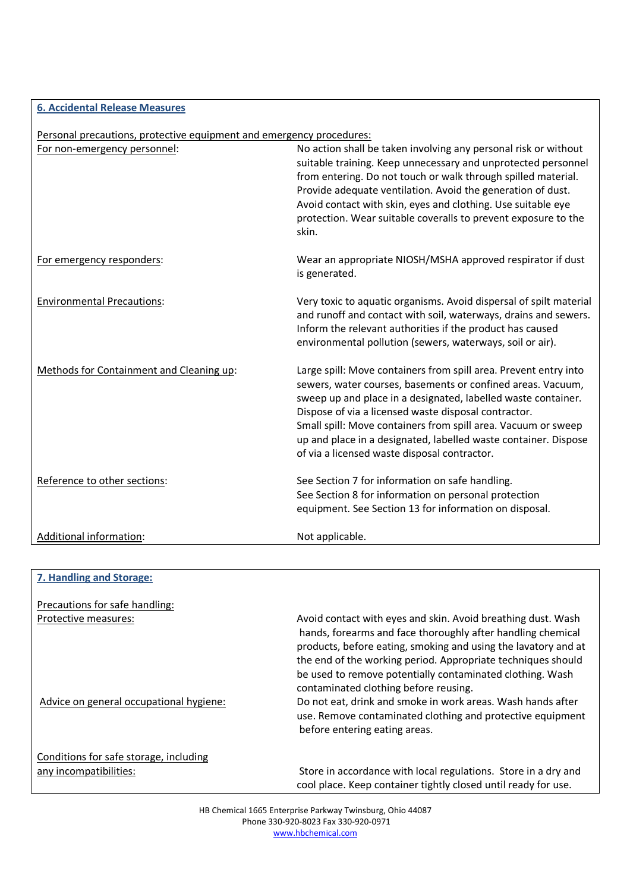## 6. Accidental Release Measures

Personal precautions, protective equipment and emergency procedures:

| | |
|---|---|
| For non-emergency personnel: | No action shall be taken involving any personal risk or without suitable training. Keep unnecessary and unprotected personnel from entering. Do not touch or walk through spilled material. Provide adequate ventilation. Avoid the generation of dust. Avoid contact with skin, eyes and clothing. Use suitable eye protection. Wear suitable coveralls to prevent exposure to the skin. |
| For emergency responders: | Wear an appropriate NIOSH/MSHA approved respirator if dust is generated. |
| Environmental Precautions: | Very toxic to aquatic organisms. Avoid dispersal of spilt material and runoff and contact with soil, waterways, drains and sewers. Inform the relevant authorities if the product has caused environmental pollution (sewers, waterways, soil or air). |
| Methods for Containment and Cleaning up: | Large spill: Move containers from spill area. Prevent entry into sewers, water courses, basements or confined areas. Vacuum, sweep up and place in a designated, labelled waste container. Dispose of via a licensed waste disposal contractor.<br>Small spill: Move containers from spill area. Vacuum or sweep up and place in a designated, labelled waste container. Dispose of via a licensed waste disposal contractor. |
| Reference to other sections: | See Section 7 for information on safe handling.<br>See Section 8 for information on personal protection equipment. See Section 13 for information on disposal. |
| Additional information: | Not applicable. |

## 7. Handling and Storage:

Precautions for safe handling:

| | |
|---|---|
| Protective measures: | Avoid contact with eyes and skin. Avoid breathing dust. Wash hands, forearms and face thoroughly after handling chemical products, before eating, smoking and using the lavatory and at the end of the working period. Appropriate techniques should be used to remove potentially contaminated clothing. Wash contaminated clothing before reusing. |
| Advice on general occupational hygiene: | Do not eat, drink and smoke in work areas. Wash hands after use. Remove contaminated clothing and protective equipment before entering eating areas. |
| Conditions for safe storage, including any incompatibilities: | Store in accordance with local regulations. Store in a dry and cool place. Keep container tightly closed until ready for use. |

HB Chemical 1665 Enterprise Parkway Twinsburg, Ohio 44087
Phone 330-920-8023 Fax 330-920-0971
www.hbchemical.com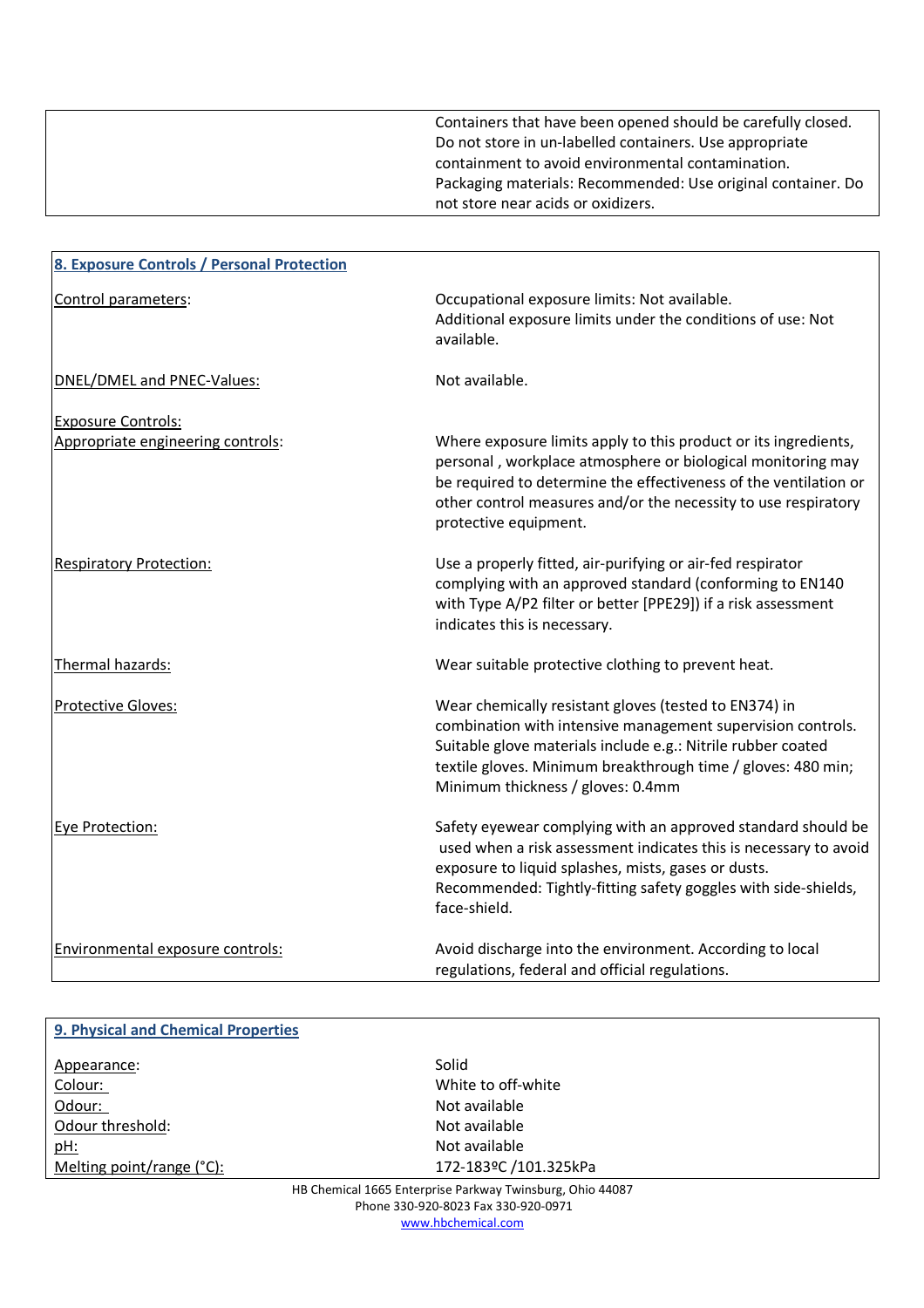| | |
|---|---|
| | Containers that have been opened should be carefully closed. Do not store in un-labelled containers. Use appropriate containment to avoid environmental contamination. Packaging materials: Recommended: Use original container. Do not store near acids or oxidizers. |

## 8. Exposure Controls / Personal Protection

| | |
|---|---|
| Control parameters: | Occupational exposure limits: Not available. Additional exposure limits under the conditions of use: Not available. |
| DNEL/DMEL and PNEC-Values: | Not available. |
| Exposure Controls: | |
| Appropriate engineering controls: | Where exposure limits apply to this product or its ingredients, personal , workplace atmosphere or biological monitoring may be required to determine the effectiveness of the ventilation or other control measures and/or the necessity to use respiratory protective equipment. |
| Respiratory Protection: | Use a properly fitted, air-purifying or air-fed respirator complying with an approved standard (conforming to EN140 with Type A/P2 filter or better [PPE29]) if a risk assessment indicates this is necessary. |
| Thermal hazards: | Wear suitable protective clothing to prevent heat. |
| Protective Gloves: | Wear chemically resistant gloves (tested to EN374) in combination with intensive management supervision controls. Suitable glove materials include e.g.: Nitrile rubber coated textile gloves. Minimum breakthrough time / gloves: 480 min; Minimum thickness / gloves: 0.4mm |
| Eye Protection: | Safety eyewear complying with an approved standard should be used when a risk assessment indicates this is necessary to avoid exposure to liquid splashes, mists, gases or dusts. Recommended: Tightly-fitting safety goggles with side-shields, face-shield. |
| Environmental exposure controls: | Avoid discharge into the environment. According to local regulations, federal and official regulations. |

## 9. Physical and Chemical Properties

| | |
|---|---|
| Appearance: | Solid |
| Colour: | White to off-white |
| Odour: | Not available |
| Odour threshold: | Not available |
| pH: | Not available |
| Melting point/range (°C): | 172-183ºC /101.325kPa |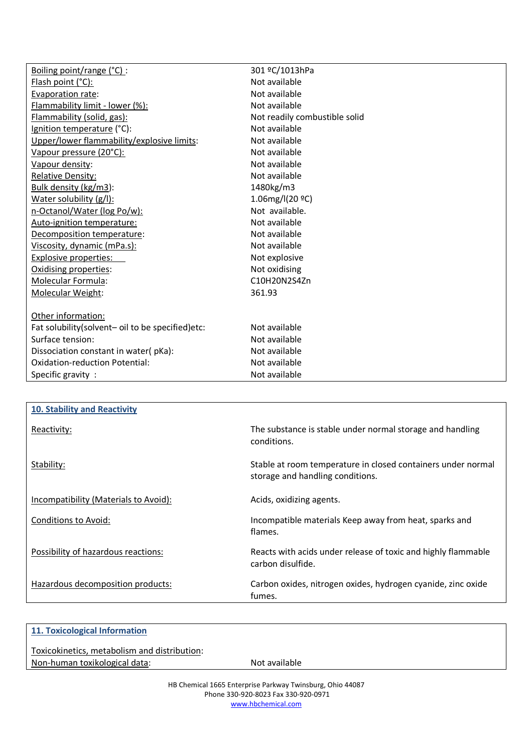| | |
|---|---|
| Boiling point/range (°C) : | 301 ºC/1013hPa |
| Flash point (°C): | Not available |
| Evaporation rate: | Not available |
| Flammability limit - lower (%): | Not available |
| Flammability (solid, gas): | Not readily combustible solid |
| Ignition temperature (°C): | Not available |
| Upper/lower flammability/explosive limits: | Not available |
| Vapour pressure (20°C): | Not available |
| Vapour density: | Not available |
| Relative Density: | Not available |
| Bulk density (kg/m3): | 1480kg/m3 |
| Water solubility (g/l): | 1.06mg/l(20 ºC) |
| n-Octanol/Water (log Po/w): | Not available. |
| Auto-ignition temperature: | Not available |
| Decomposition temperature: | Not available |
| Viscosity, dynamic (mPa.s): | Not available |
| Explosive properties: | Not explosive |
| Oxidising properties: | Not oxidising |
| Molecular Formula: | $C_{10}H_{20}N_2S_4Zn$ |
| Molecular Weight: | 361.93 |
| | |
| Other information: | |
| Fat solubility(solvent– oil to be specified)etc: | Not available |
| Surface tension: | Not available |
| Dissociation constant in water( pKa): | Not available |
| Oxidation-reduction Potential: | Not available |
| Specific gravity : | Not available |

## 10. Stability and Reactivity

| | |
|---|---|
| Reactivity: | The substance is stable under normal storage and handling conditions. |
| Stability: | Stable at room temperature in closed containers under normal storage and handling conditions. |
| Incompatibility (Materials to Avoid): | Acids, oxidizing agents. |
| Conditions to Avoid: | Incompatible materials Keep away from heat, sparks and flames. |
| Possibility of hazardous reactions: | Reacts with acids under release of toxic and highly flammable carbon disulfide. |
| Hazardous decomposition products: | Carbon oxides, nitrogen oxides, hydrogen cyanide, zinc oxide fumes. |

## 11. Toxicological Information

| | |
|---|---|
| Toxicokinetics, metabolism and distribution: | |
| Non-human toxikological data: | Not available |

HB Chemical 1665 Enterprise Parkway Twinsburg, Ohio 44087
Phone 330-920-8023 Fax 330-920-0971
www.hbchemical.com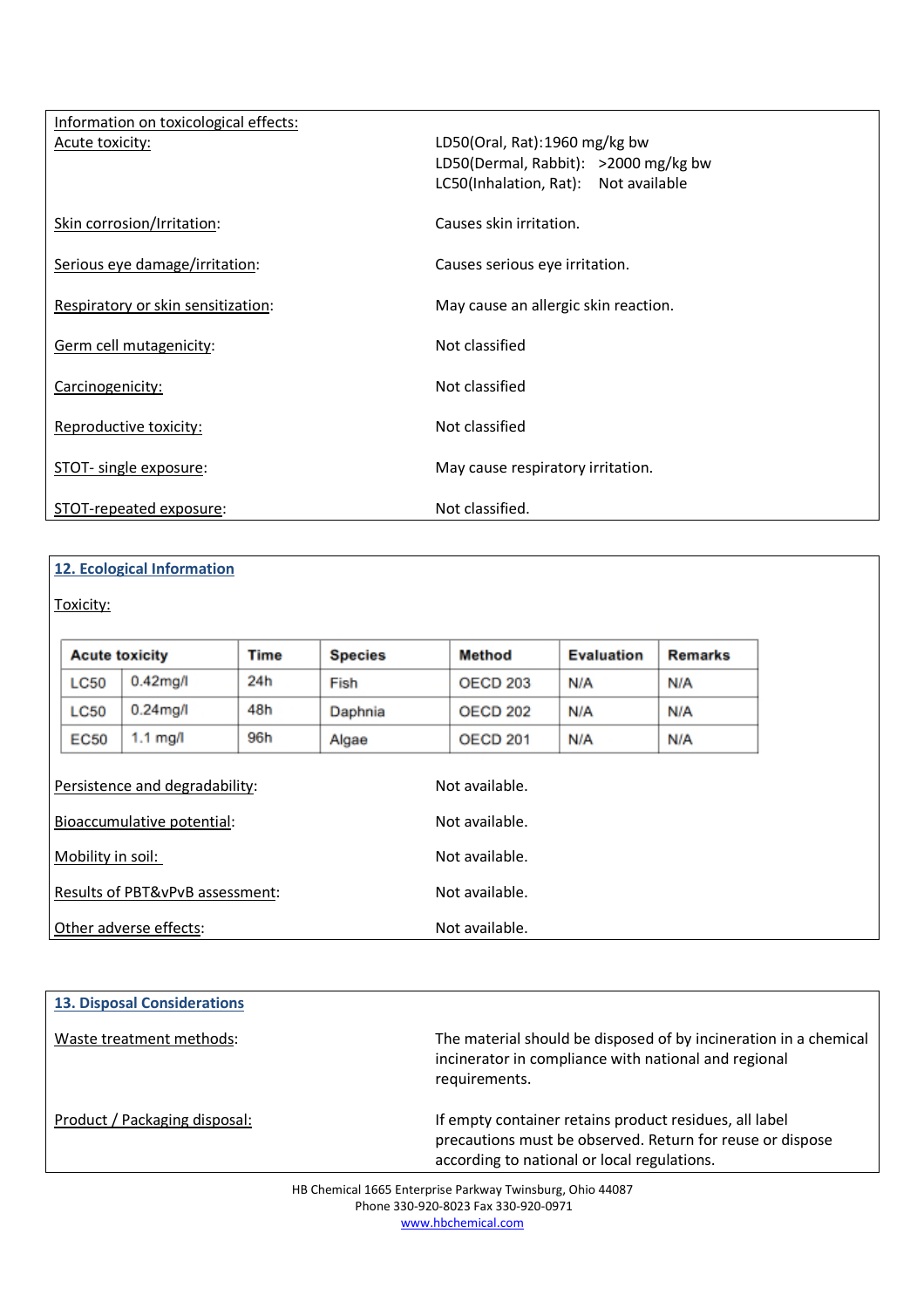Information on toxicological effects:

| | |
|---|---|
| Acute toxicity: | LD50(Oral, Rat):1960 mg/kg bw<br>LD50(Dermal, Rabbit): >2000 mg/kg bw<br>LC50(Inhalation, Rat): Not available |
| Skin corrosion/Irritation: | Causes skin irritation. |
| Serious eye damage/irritation: | Causes serious eye irritation. |
| Respiratory or skin sensitization: | May cause an allergic skin reaction. |
| Germ cell mutagenicity: | Not classified |
| Carcinogenicity: | Not classified |
| Reproductive toxicity: | Not classified |
| STOT- single exposure: | May cause respiratory irritation. |
| STOT-repeated exposure: | Not classified. |

## 12. Ecological Information

Toxicity:

| Acute toxicity | | Time | Species | Method | Evaluation | Remarks |
|---|---|---|---|---|---|---|
| LC50 | 0.42mg/l | 24h | Fish | OECD 203 | N/A | N/A |
| LC50 | 0.24mg/l | 48h | Daphnia | OECD 202 | N/A | N/A |
| EC50 | 1.1 mg/l | 96h | Algae | OECD 201 | N/A | N/A |

| | |
|---|---|
| Persistence and degradability: | Not available. |
| Bioaccumulative potential: | Not available. |
| Mobility in soil: | Not available. |
| Results of PBT&vPvB assessment: | Not available. |
| Other adverse effects: | Not available. |

## 13. Disposal Considerations

| | |
|---|---|
| Waste treatment methods: | The material should be disposed of by incineration in a chemical incinerator in compliance with national and regional requirements. |
| Product / Packaging disposal: | If empty container retains product residues, all label precautions must be observed. Return for reuse or dispose according to national or local regulations. |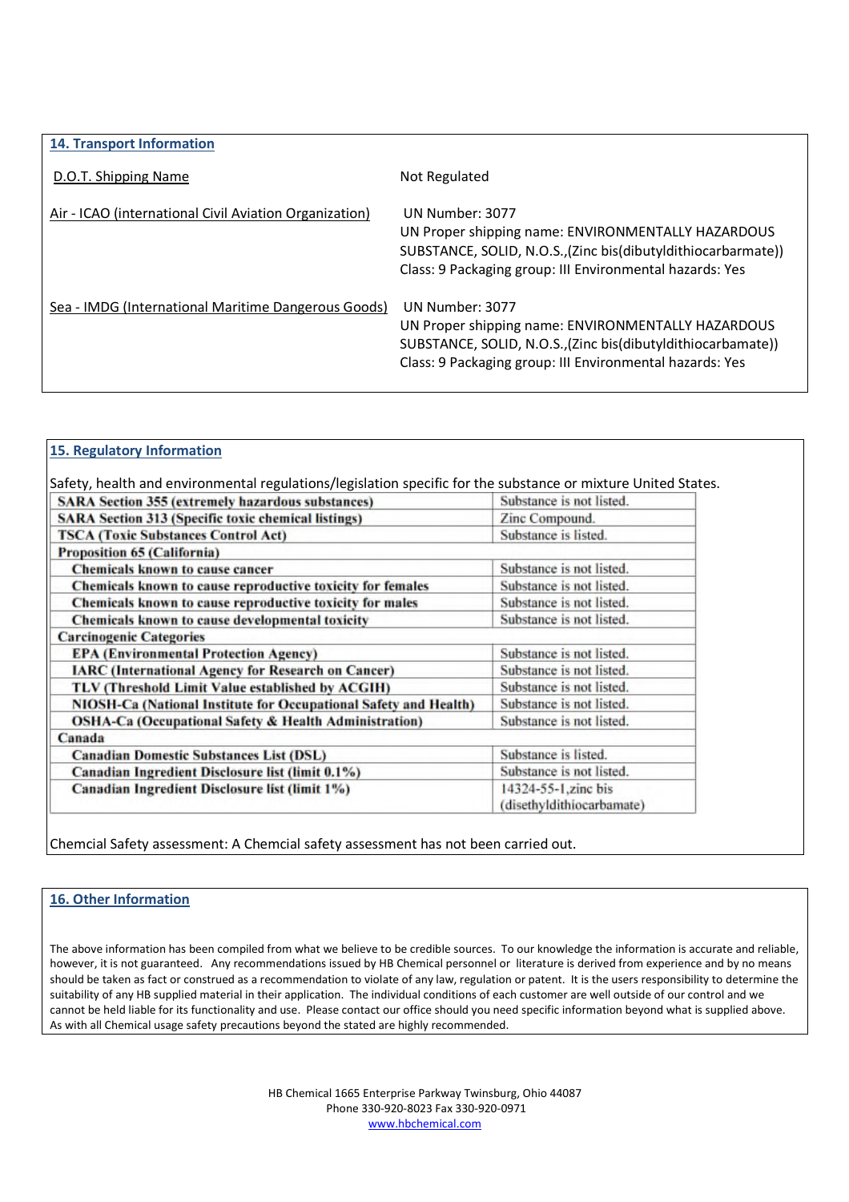## 14. Transport Information

| | |
|---|---|
| D.O.T. Shipping Name | Not Regulated |
| Air - ICAO (international Civil Aviation Organization) | UN Number: 3077<br>UN Proper shipping name: ENVIRONMENTALLY HAZARDOUS SUBSTANCE, SOLID, N.O.S.,(Zinc bis(dibutyldithiocarbarmate))<br>Class: 9 Packaging group: III Environmental hazards: Yes |
| Sea - IMDG (International Maritime Dangerous Goods) | UN Number: 3077<br>UN Proper shipping name: ENVIRONMENTALLY HAZARDOUS SUBSTANCE, SOLID, N.O.S.,(Zinc bis(dibutyldithiocarbamate))<br>Class: 9 Packaging group: III Environmental hazards: Yes |

## 15. Regulatory Information

Safety, health and environmental regulations/legislation specific for the substance or mixture United States.

| | |
|---|---|
| **SARA Section 355 (extremely hazardous substances)** | Substance is not listed. |
| **SARA Section 313 (Specific toxic chemical listings)** | Zinc Compound. |
| **TSCA (Toxic Substances Control Act)** | Substance is listed. |
| **Proposition 65 (California)** | |
| **Chemicals known to cause cancer** | Substance is not listed. |
| **Chemicals known to cause reproductive toxicity for females** | Substance is not listed. |
| **Chemicals known to cause reproductive toxicity for males** | Substance is not listed. |
| **Chemicals known to cause developmental toxicity** | Substance is not listed. |
| **Carcinogenic Categories** | |
| **EPA (Environmental Protection Agency)** | Substance is not listed. |
| **IARC (International Agency for Research on Cancer)** | Substance is not listed. |
| **TLV (Threshold Limit Value established by ACGIH)** | Substance is not listed. |
| **NIOSH-Ca (National Institute for Occupational Safety and Health)** | Substance is not listed. |
| **OSHA-Ca (Occupational Safety & Health Administration)** | Substance is not listed. |
| **Canada** | |
| **Canadian Domestic Substances List (DSL)** | Substance is listed. |
| **Canadian Ingredient Disclosure list (limit 0.1%)** | Substance is not listed. |
| **Canadian Ingredient Disclosure list (limit 1%)** | 14324-55-1,zinc bis (disethyldithiocarbamate) |

Chemcial Safety assessment: A Chemcial safety assessment has not been carried out.

## 16. Other Information

The above information has been compiled from what we believe to be credible sources. To our knowledge the information is accurate and reliable, however, it is not guaranteed. Any recommendations issued by HB Chemical personnel or literature is derived from experience and by no means should be taken as fact or construed as a recommendation to violate of any law, regulation or patent. It is the users responsibility to determine the suitability of any HB supplied material in their application. The individual conditions of each customer are well outside of our control and we cannot be held liable for its functionality and use. Please contact our office should you need specific information beyond what is supplied above. As with all Chemical usage safety precautions beyond the stated are highly recommended.

HB Chemical 1665 Enterprise Parkway Twinsburg, Ohio 44087
Phone 330-920-8023 Fax 330-920-0971
www.hbchemical.com